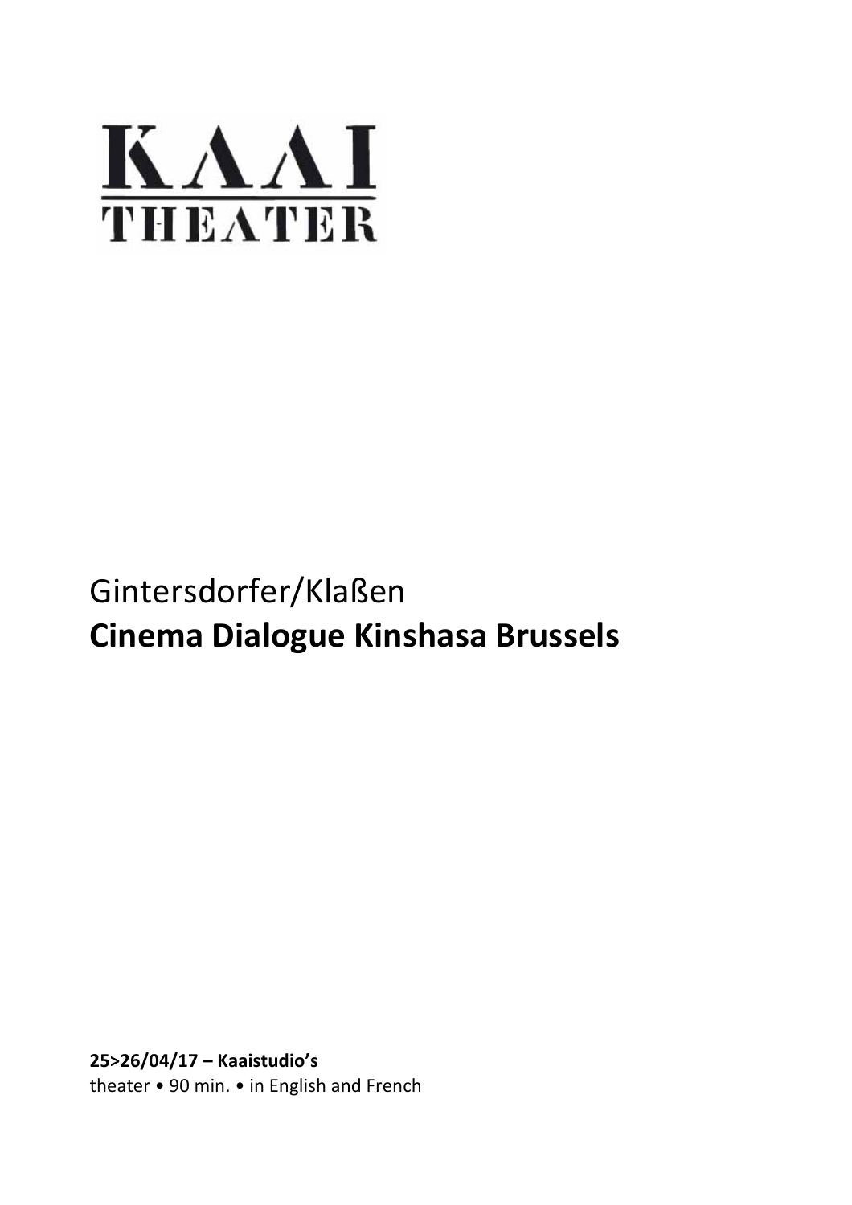KAAI THEATER

Gintersdorfer/Klaßen

# Cinema Dialogue Kinshasa Brussels

**25>26/04/17 – Kaaistudio's**
theater • 90 min. • in English and French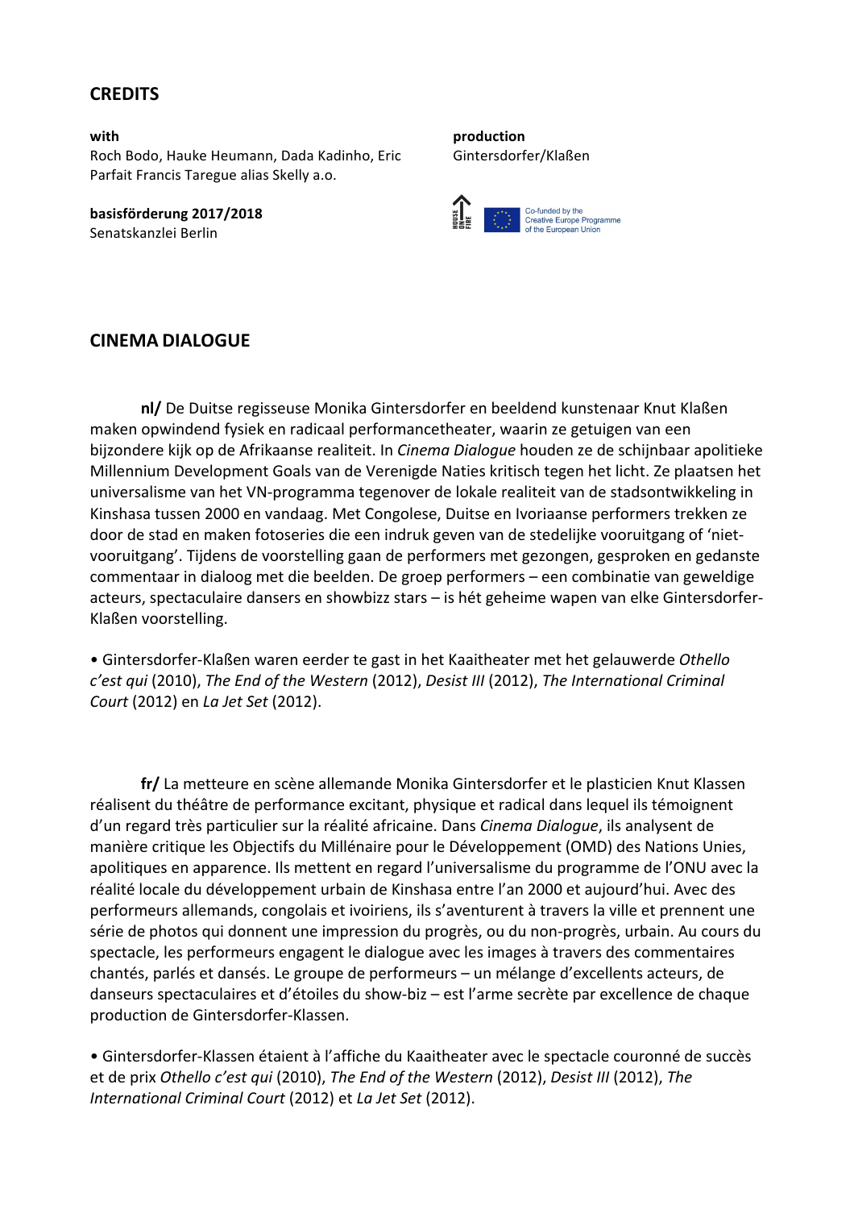## CREDITS

**with**
Roch Bodo, Hauke Heumann, Dada Kadinho, Eric Parfait Francis Taregue alias Skelly a.o.

**basisförderung 2017/2018**
Senatskanzlei Berlin

**production**
Gintersdorfer/Klaßen

Co-funded by the Creative Europe Programme of the European Union

## CINEMA DIALOGUE

**nl/** De Duitse regisseuse Monika Gintersdorfer en beeldend kunstenaar Knut Klaßen maken opwindend fysiek en radicaal performancetheater, waarin ze getuigen van een bijzondere kijk op de Afrikaanse realiteit. In *Cinema Dialogue* houden ze de schijnbaar apolitieke Millennium Development Goals van de Verenigde Naties kritisch tegen het licht. Ze plaatsen het universalisme van het VN-programma tegenover de lokale realiteit van de stadsontwikkeling in Kinshasa tussen 2000 en vandaag. Met Congolese, Duitse en Ivoriaanse performers trekken ze door de stad en maken fotoseries die een indruk geven van de stedelijke vooruitgang of 'niet-vooruitgang'. Tijdens de voorstelling gaan de performers met gezongen, gesproken en gedanste commentaar in dialoog met die beelden. De groep performers – een combinatie van geweldige acteurs, spectaculaire dansers en showbizz stars – is hét geheime wapen van elke Gintersdorfer-Klaßen voorstelling.

• Gintersdorfer-Klaßen waren eerder te gast in het Kaaitheater met het gelauwerde *Othello c'est qui* (2010), *The End of the Western* (2012), *Desist III* (2012), *The International Criminal Court* (2012) en *La Jet Set* (2012).

**fr/** La metteure en scène allemande Monika Gintersdorfer et le plasticien Knut Klassen réalisent du théâtre de performance excitant, physique et radical dans lequel ils témoignent d'un regard très particulier sur la réalité africaine. Dans *Cinema Dialogue*, ils analysent de manière critique les Objectifs du Millénaire pour le Développement (OMD) des Nations Unies, apolitiques en apparence. Ils mettent en regard l'universalisme du programme de l'ONU avec la réalité locale du développement urbain de Kinshasa entre l'an 2000 et aujourd'hui. Avec des performeurs allemands, congolais et ivoiriens, ils s'aventurent à travers la ville et prennent une série de photos qui donnent une impression du progrès, ou du non-progrès, urbain. Au cours du spectacle, les performeurs engagent le dialogue avec les images à travers des commentaires chantés, parlés et dansés. Le groupe de performeurs – un mélange d'excellents acteurs, de danseurs spectaculaires et d'étoiles du show-biz – est l'arme secrète par excellence de chaque production de Gintersdorfer-Klassen.

• Gintersdorfer-Klassen étaient à l'affiche du Kaaitheater avec le spectacle couronné de succès et de prix *Othello c'est qui* (2010), *The End of the Western* (2012), *Desist III* (2012), *The International Criminal Court* (2012) et *La Jet Set* (2012).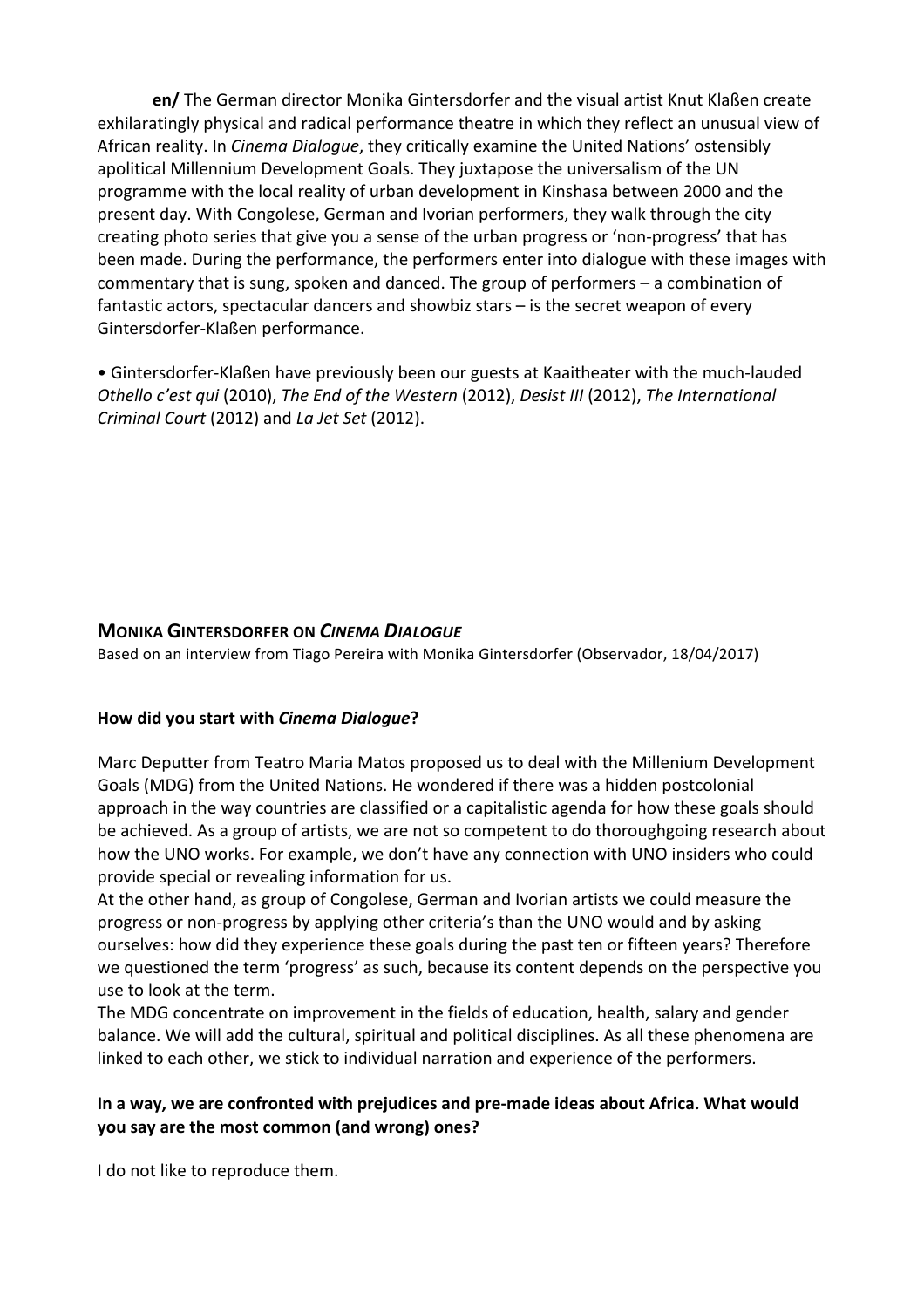**en/** The German director Monika Gintersdorfer and the visual artist Knut Klaßen create exhilaratingly physical and radical performance theatre in which they reflect an unusual view of African reality. In *Cinema Dialogue*, they critically examine the United Nations' ostensibly apolitical Millennium Development Goals. They juxtapose the universalism of the UN programme with the local reality of urban development in Kinshasa between 2000 and the present day. With Congolese, German and Ivorian performers, they walk through the city creating photo series that give you a sense of the urban progress or 'non-progress' that has been made. During the performance, the performers enter into dialogue with these images with commentary that is sung, spoken and danced. The group of performers – a combination of fantastic actors, spectacular dancers and showbiz stars – is the secret weapon of every Gintersdorfer-Klaßen performance.

• Gintersdorfer-Klaßen have previously been our guests at Kaaitheater with the much-lauded *Othello c'est qui* (2010), *The End of the Western* (2012), *Desist III* (2012), *The International Criminal Court* (2012) and *La Jet Set* (2012).

## MONIKA GINTERSDORFER ON *CINEMA DIALOGUE*

Based on an interview from Tiago Pereira with Monika Gintersdorfer (Observador, 18/04/2017)

### How did you start with *Cinema Dialogue*?

Marc Deputter from Teatro Maria Matos proposed us to deal with the Millenium Development Goals (MDG) from the United Nations. He wondered if there was a hidden postcolonial approach in the way countries are classified or a capitalistic agenda for how these goals should be achieved. As a group of artists, we are not so competent to do thoroughgoing research about how the UNO works. For example, we don't have any connection with UNO insiders who could provide special or revealing information for us.
At the other hand, as group of Congolese, German and Ivorian artists we could measure the progress or non-progress by applying other criteria's than the UNO would and by asking ourselves: how did they experience these goals during the past ten or fifteen years? Therefore we questioned the term 'progress' as such, because its content depends on the perspective you use to look at the term.
The MDG concentrate on improvement in the fields of education, health, salary and gender balance. We will add the cultural, spiritual and political disciplines. As all these phenomena are linked to each other, we stick to individual narration and experience of the performers.

### In a way, we are confronted with prejudices and pre-made ideas about Africa. What would you say are the most common (and wrong) ones?

I do not like to reproduce them.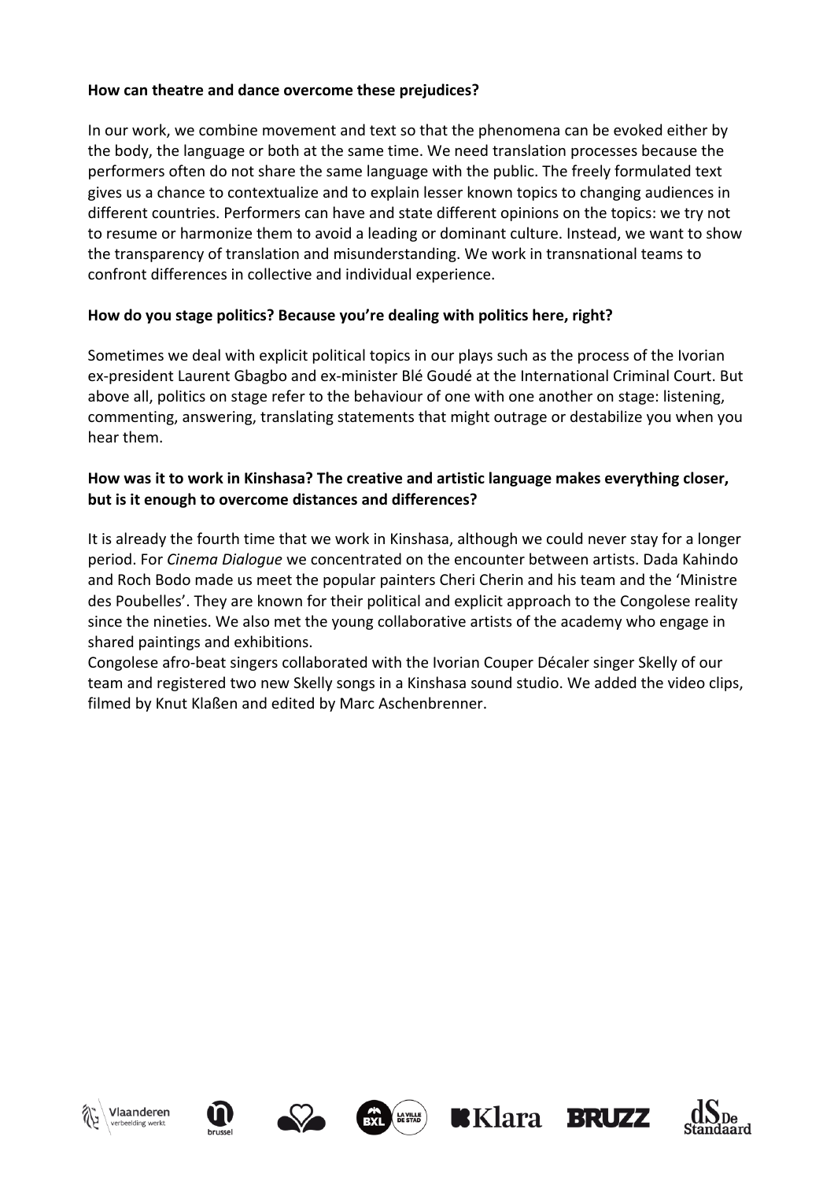**How can theatre and dance overcome these prejudices?**

In our work, we combine movement and text so that the phenomena can be evoked either by the body, the language or both at the same time. We need translation processes because the performers often do not share the same language with the public. The freely formulated text gives us a chance to contextualize and to explain lesser known topics to changing audiences in different countries. Performers can have and state different opinions on the topics: we try not to resume or harmonize them to avoid a leading or dominant culture. Instead, we want to show the transparency of translation and misunderstanding. We work in transnational teams to confront differences in collective and individual experience.

**How do you stage politics? Because you're dealing with politics here, right?**

Sometimes we deal with explicit political topics in our plays such as the process of the Ivorian ex-president Laurent Gbagbo and ex-minister Blé Goudé at the International Criminal Court. But above all, politics on stage refer to the behaviour of one with one another on stage: listening, commenting, answering, translating statements that might outrage or destabilize you when you hear them.

**How was it to work in Kinshasa? The creative and artistic language makes everything closer, but is it enough to overcome distances and differences?**

It is already the fourth time that we work in Kinshasa, although we could never stay for a longer period. For *Cinema Dialogue* we concentrated on the encounter between artists. Dada Kahindo and Roch Bodo made us meet the popular painters Cheri Cherin and his team and the 'Ministre des Poubelles'. They are known for their political and explicit approach to the Congolese reality since the nineties. We also met the young collaborative artists of the academy who engage in shared paintings and exhibitions.
Congolese afro-beat singers collaborated with the Ivorian Couper Décaler singer Skelly of our team and registered two new Skelly songs in a Kinshasa sound studio. We added the video clips, filmed by Knut Klaßen and edited by Marc Aschenbrenner.

Vlaanderen verbeelding werkt

brussel

BXL LA VILLE DE STAD

Klara

BRUZZ

dS De Standaard